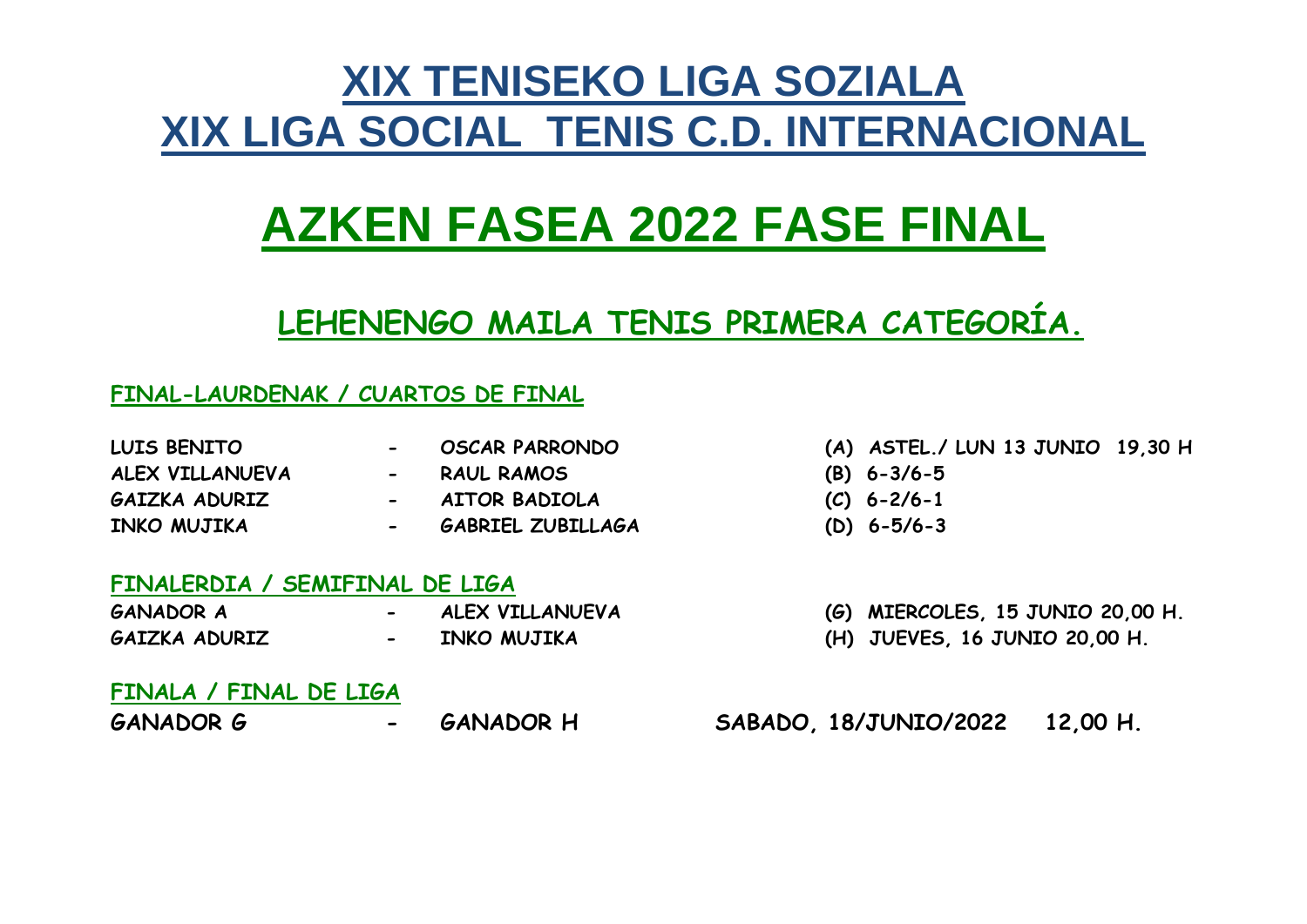# XIX TENISEKO LIGA SOZIALA
# XIX LIGA SOCIAL TENIS C.D. INTERNACIONAL

# AZKEN FASEA 2022 FASE FINAL

## LEHENENGO MAILA TENIS PRIMERA CATEGORÍA.

### FINAL-LAURDENAK / CUARTOS DE FINAL

| | | | |
|---|---|---|---|
| LUIS BENITO | - | OSCAR PARRONDO | (A) ASTEL./ LUN 13 JUNIO 19,30 H |
| ALEX VILLANUEVA | - | RAUL RAMOS | (B) 6-3/6-5 |
| GAIZKA ADURIZ | - | AITOR BADIOLA | (C) 6-2/6-1 |
| INKO MUJIKA | - | GABRIEL ZUBILLAGA | (D) 6-5/6-3 |

### FINALERDIA / SEMIFINAL DE LIGA

| | | | |
|---|---|---|---|
| GANADOR A | - | ALEX VILLANUEVA | (G) MIERCOLES, 15 JUNIO 20,00 H. |
| GAIZKA ADURIZ | - | INKO MUJIKA | (H) JUEVES, 16 JUNIO 20,00 H. |

### FINALA / FINAL DE LIGA

| | | | |
|---|---|---|---|
| GANADOR G | - | GANADOR H | SABADO, 18/JUNIO/2022 12,00 H. |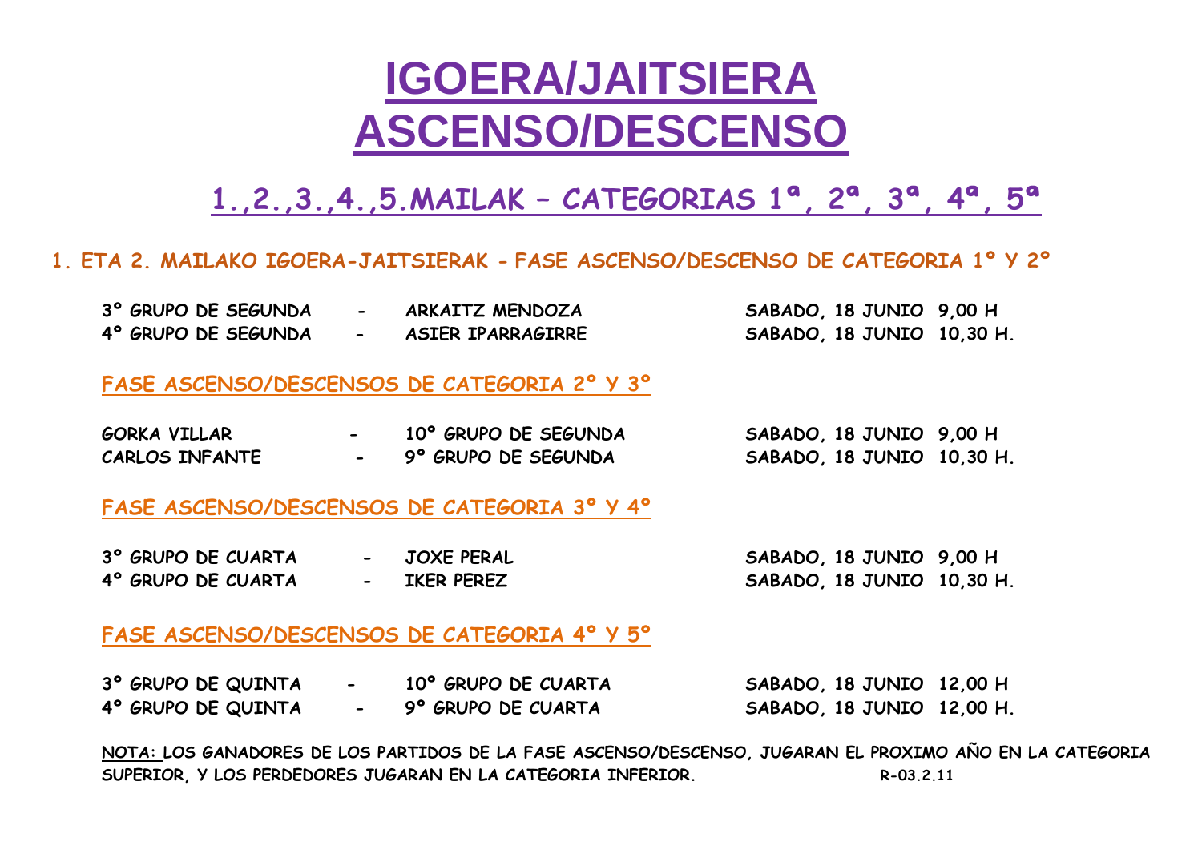# IGOERA/JAITSIERA
# ASCENSO/DESCENSO

## 1.,2.,3.,4.,5.MAILAK – CATEGORIAS 1ª, 2ª, 3ª, 4ª, 5ª

### 1. ETA 2. MAILAKO IGOERA-JAITSIERAK - FASE ASCENSO/DESCENSO DE CATEGORIA 1º Y 2º

| | | | |
|---|---|---|---|
| 3º GRUPO DE SEGUNDA | - | ARKAITZ MENDOZA | SABADO, 18 JUNIO 9,00 H |
| 4º GRUPO DE SEGUNDA | - | ASIER IPARRAGIRRE | SABADO, 18 JUNIO 10,30 H. |

### FASE ASCENSO/DESCENSOS DE CATEGORIA 2º Y 3º

| | | | |
|---|---|---|---|
| GORKA VILLAR | - | 10º GRUPO DE SEGUNDA | SABADO, 18 JUNIO 9,00 H |
| CARLOS INFANTE | - | 9º GRUPO DE SEGUNDA | SABADO, 18 JUNIO 10,30 H. |

### FASE ASCENSO/DESCENSOS DE CATEGORIA 3º Y 4º

| | | | |
|---|---|---|---|
| 3º GRUPO DE CUARTA | - | JOXE PERAL | SABADO, 18 JUNIO 9,00 H |
| 4º GRUPO DE CUARTA | - | IKER PEREZ | SABADO, 18 JUNIO 10,30 H. |

### FASE ASCENSO/DESCENSOS DE CATEGORIA 4º Y 5º

| | | | |
|---|---|---|---|
| 3º GRUPO DE QUINTA | - | 10º GRUPO DE CUARTA | SABADO, 18 JUNIO 12,00 H |
| 4º GRUPO DE QUINTA | - | 9º GRUPO DE CUARTA | SABADO, 18 JUNIO 12,00 H. |

**NOTA:** LOS GANADORES DE LOS PARTIDOS DE LA FASE ASCENSO/DESCENSO, JUGARAN EL PROXIMO AÑO EN LA CATEGORIA SUPERIOR, Y LOS PERDEDORES JUGARAN EN LA CATEGORIA INFERIOR.

R-03.2.11